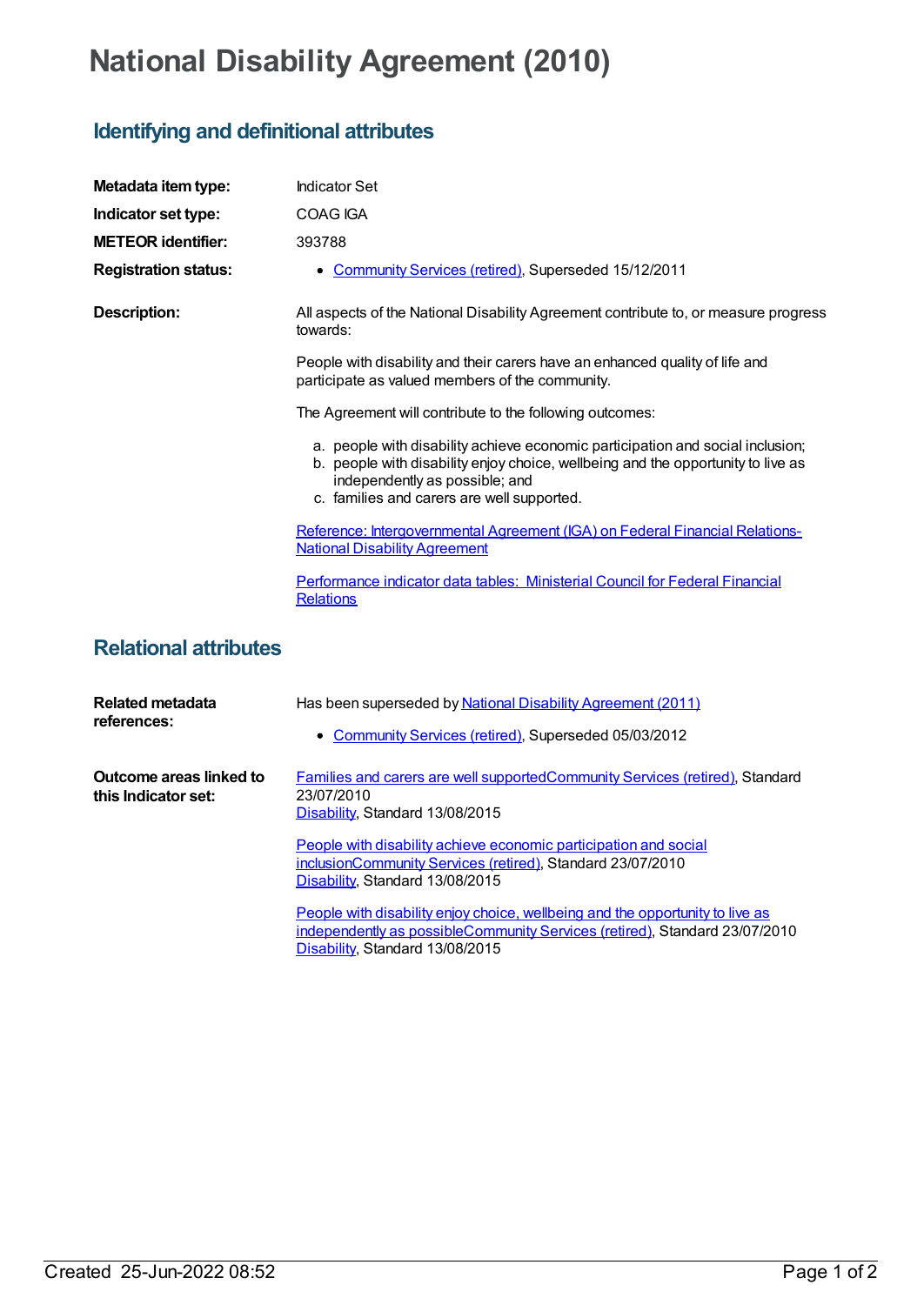# National Disability Agreement (2010)

## Identifying and definitional attributes

**Metadata item type:** Indicator Set

**Indicator set type:** COAG IGA

**METEOR identifier:** 393788

**Registration status:**

- Community Services (retired), Superseded 15/12/2011

**Description:**

All aspects of the National Disability Agreement contribute to, or measure progress towards:

People with disability and their carers have an enhanced quality of life and participate as valued members of the community.

The Agreement will contribute to the following outcomes:

a. people with disability achieve economic participation and social inclusion;
b. people with disability enjoy choice, wellbeing and the opportunity to live as independently as possible; and
c. families and carers are well supported.

Reference: Intergovernmental Agreement (IGA) on Federal Financial Relations-National Disability Agreement

Performance indicator data tables: Ministerial Council for Federal Financial Relations

## Relational attributes

**Related metadata references:**

Has been superseded by National Disability Agreement (2011)

- Community Services (retired), Superseded 05/03/2012

**Outcome areas linked to this Indicator set:**

Families and carers are well supportedCommunity Services (retired), Standard 23/07/2010
Disability, Standard 13/08/2015

People with disability achieve economic participation and social inclusionCommunity Services (retired), Standard 23/07/2010
Disability, Standard 13/08/2015

People with disability enjoy choice, wellbeing and the opportunity to live as independently as possibleCommunity Services (retired), Standard 23/07/2010
Disability, Standard 13/08/2015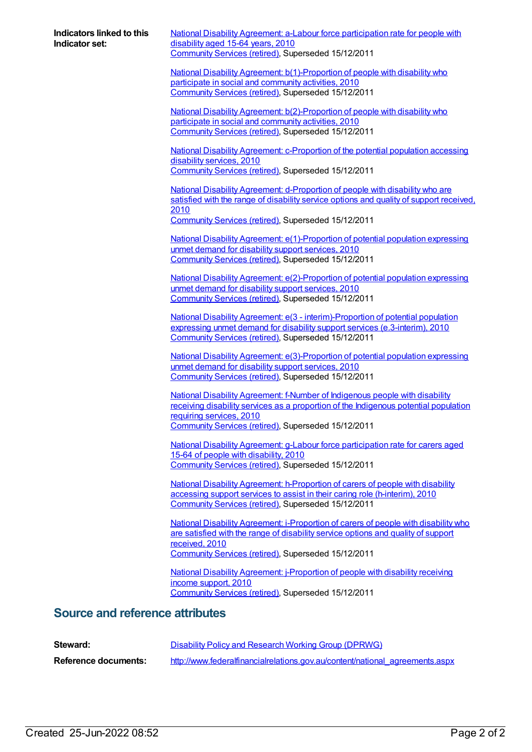**Indicators linked to this Indicator set:**

National Disability Agreement: a-Labour force participation rate for people with disability aged 15-64 years, 2010
Community Services (retired), Superseded 15/12/2011

National Disability Agreement: b(1)-Proportion of people with disability who participate in social and community activities, 2010
Community Services (retired), Superseded 15/12/2011

National Disability Agreement: b(2)-Proportion of people with disability who participate in social and community activities, 2010
Community Services (retired), Superseded 15/12/2011

National Disability Agreement: c-Proportion of the potential population accessing disability services, 2010
Community Services (retired), Superseded 15/12/2011

National Disability Agreement: d-Proportion of people with disability who are satisfied with the range of disability service options and quality of support received, 2010
Community Services (retired), Superseded 15/12/2011

National Disability Agreement: e(1)-Proportion of potential population expressing unmet demand for disability support services, 2010
Community Services (retired), Superseded 15/12/2011

National Disability Agreement: e(2)-Proportion of potential population expressing unmet demand for disability support services, 2010
Community Services (retired), Superseded 15/12/2011

National Disability Agreement: e(3 - interim)-Proportion of potential population expressing unmet demand for disability support services (e.3-interim), 2010
Community Services (retired), Superseded 15/12/2011

National Disability Agreement: e(3)-Proportion of potential population expressing unmet demand for disability support services, 2010
Community Services (retired), Superseded 15/12/2011

National Disability Agreement: f-Number of Indigenous people with disability receiving disability services as a proportion of the Indigenous potential population requiring services, 2010
Community Services (retired), Superseded 15/12/2011

National Disability Agreement: g-Labour force participation rate for carers aged 15-64 of people with disability, 2010
Community Services (retired), Superseded 15/12/2011

National Disability Agreement: h-Proportion of carers of people with disability accessing support services to assist in their caring role (h-interim), 2010
Community Services (retired), Superseded 15/12/2011

National Disability Agreement: i-Proportion of carers of people with disability who are satisfied with the range of disability service options and quality of support received, 2010
Community Services (retired), Superseded 15/12/2011

National Disability Agreement: j-Proportion of people with disability receiving income support, 2010
Community Services (retired), Superseded 15/12/2011

## Source and reference attributes

**Steward:** Disability Policy and Research Working Group (DPRWG)

**Reference documents:** http://www.federalfinancialrelations.gov.au/content/national_agreements.aspx